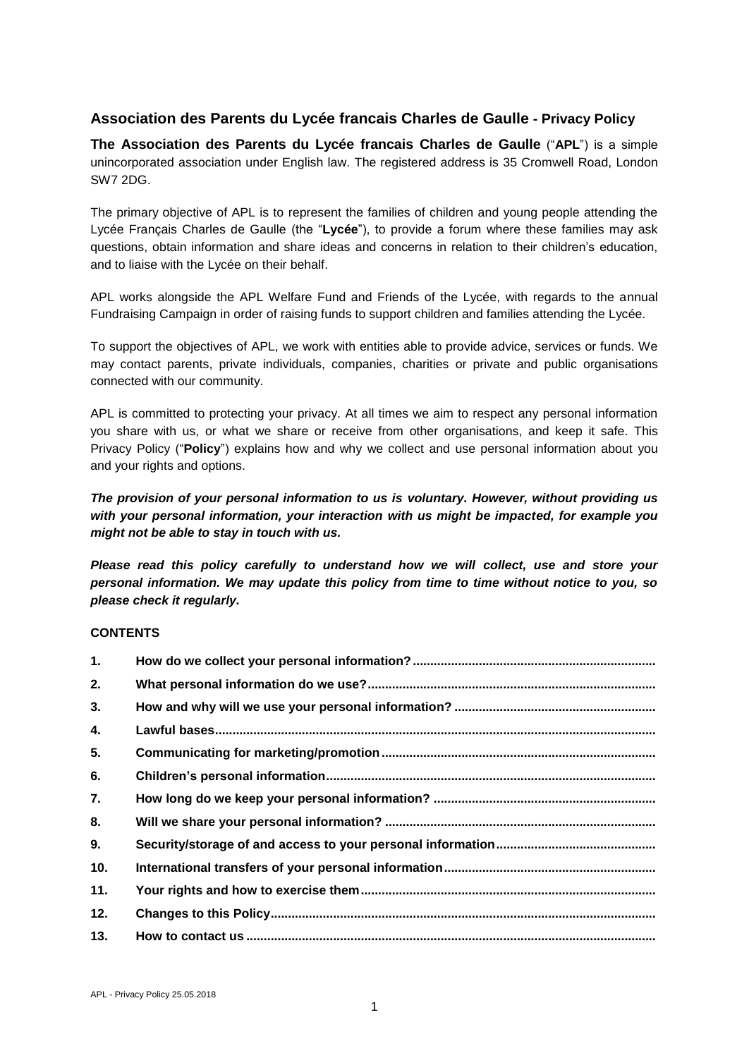## Association des Parents du Lycée francais Charles de Gaulle - Privacy Policy

**The Association des Parents du Lycée francais Charles de Gaulle** ("**APL**") is a simple unincorporated association under English law. The registered address is 35 Cromwell Road, London SW7 2DG.

The primary objective of APL is to represent the families of children and young people attending the Lycée Français Charles de Gaulle (the "**Lycée**"), to provide a forum where these families may ask questions, obtain information and share ideas and concerns in relation to their children's education, and to liaise with the Lycée on their behalf.

APL works alongside the APL Welfare Fund and Friends of the Lycée, with regards to the annual Fundraising Campaign in order of raising funds to support children and families attending the Lycée.

To support the objectives of APL, we work with entities able to provide advice, services or funds. We may contact parents, private individuals, companies, charities or private and public organisations connected with our community.

APL is committed to protecting your privacy. At all times we aim to respect any personal information you share with us, or what we share or receive from other organisations, and keep it safe. This Privacy Policy ("**Policy**") explains how and why we collect and use personal information about you and your rights and options.

***The provision of your personal information to us is voluntary. However, without providing us with your personal information, your interaction with us might be impacted, for example you might not be able to stay in touch with us.***

***Please read this policy carefully to understand how we will collect, use and store your personal information. We may update this policy from time to time without notice to you, so please check it regularly.***

**CONTENTS**

1. **How do we collect your personal information?**
2. **What personal information do we use?**
3. **How and why will we use your personal information?**
4. **Lawful bases**
5. **Communicating for marketing/promotion**
6. **Children's personal information**
7. **How long do we keep your personal information?**
8. **Will we share your personal information?**
9. **Security/storage of and access to your personal information**
10. **International transfers of your personal information**
11. **Your rights and how to exercise them**
12. **Changes to this Policy**
13. **How to contact us**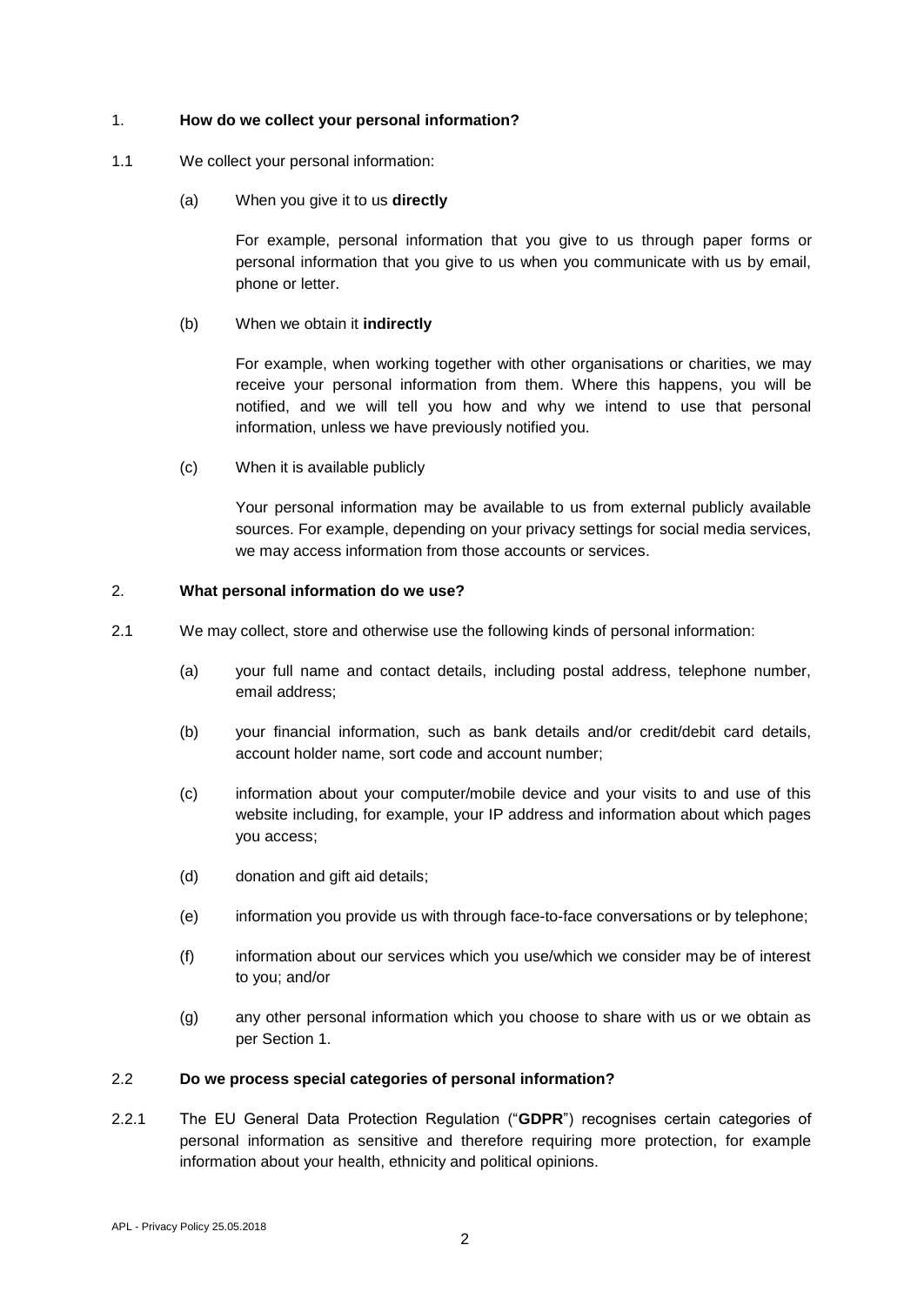## 1. How do we collect your personal information?

1.1 We collect your personal information:

(a) When you give it to us **directly**

For example, personal information that you give to us through paper forms or personal information that you give to us when you communicate with us by email, phone or letter.

(b) When we obtain it **indirectly**

For example, when working together with other organisations or charities, we may receive your personal information from them. Where this happens, you will be notified, and we will tell you how and why we intend to use that personal information, unless we have previously notified you.

(c) When it is available publicly

Your personal information may be available to us from external publicly available sources. For example, depending on your privacy settings for social media services, we may access information from those accounts or services.

## 2. What personal information do we use?

2.1 We may collect, store and otherwise use the following kinds of personal information:

(a) your full name and contact details, including postal address, telephone number, email address;

(b) your financial information, such as bank details and/or credit/debit card details, account holder name, sort code and account number;

(c) information about your computer/mobile device and your visits to and use of this website including, for example, your IP address and information about which pages you access;

(d) donation and gift aid details;

(e) information you provide us with through face-to-face conversations or by telephone;

(f) information about our services which you use/which we consider may be of interest to you; and/or

(g) any other personal information which you choose to share with us or we obtain as per Section 1.

### 2.2 Do we process special categories of personal information?

2.2.1 The EU General Data Protection Regulation ("**GDPR**") recognises certain categories of personal information as sensitive and therefore requiring more protection, for example information about your health, ethnicity and political opinions.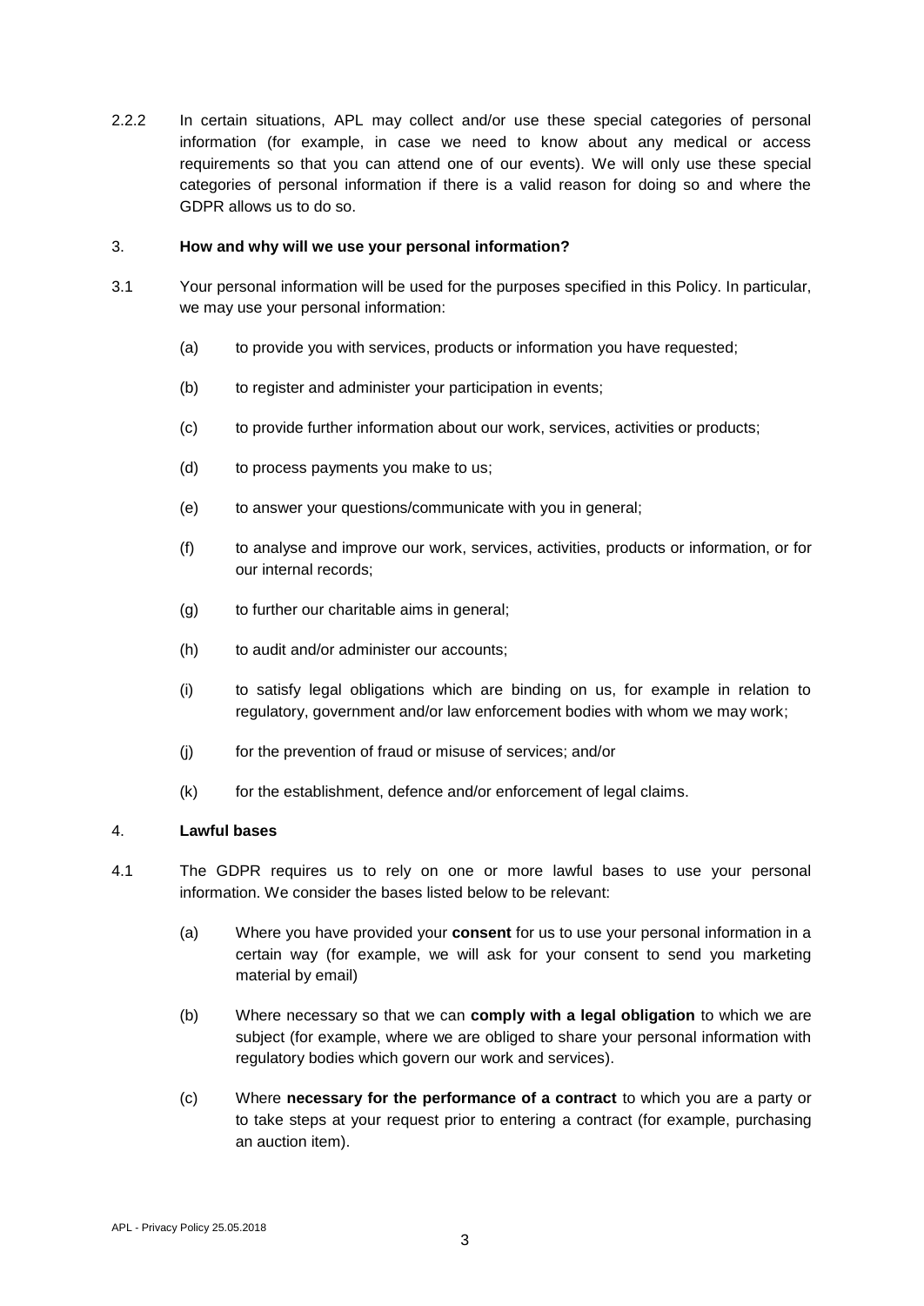2.2.2 In certain situations, APL may collect and/or use these special categories of personal information (for example, in case we need to know about any medical or access requirements so that you can attend one of our events). We will only use these special categories of personal information if there is a valid reason for doing so and where the GDPR allows us to do so.

## 3. **How and why will we use your personal information?**

3.1 Your personal information will be used for the purposes specified in this Policy. In particular, we may use your personal information:

(a) to provide you with services, products or information you have requested;

(b) to register and administer your participation in events;

(c) to provide further information about our work, services, activities or products;

(d) to process payments you make to us;

(e) to answer your questions/communicate with you in general;

(f) to analyse and improve our work, services, activities, products or information, or for our internal records;

(g) to further our charitable aims in general;

(h) to audit and/or administer our accounts;

(i) to satisfy legal obligations which are binding on us, for example in relation to regulatory, government and/or law enforcement bodies with whom we may work;

(j) for the prevention of fraud or misuse of services; and/or

(k) for the establishment, defence and/or enforcement of legal claims.

## 4. **Lawful bases**

4.1 The GDPR requires us to rely on one or more lawful bases to use your personal information. We consider the bases listed below to be relevant:

(a) Where you have provided your **consent** for us to use your personal information in a certain way (for example, we will ask for your consent to send you marketing material by email)

(b) Where necessary so that we can **comply with a legal obligation** to which we are subject (for example, where we are obliged to share your personal information with regulatory bodies which govern our work and services).

(c) Where **necessary for the performance of a contract** to which you are a party or to take steps at your request prior to entering a contract (for example, purchasing an auction item).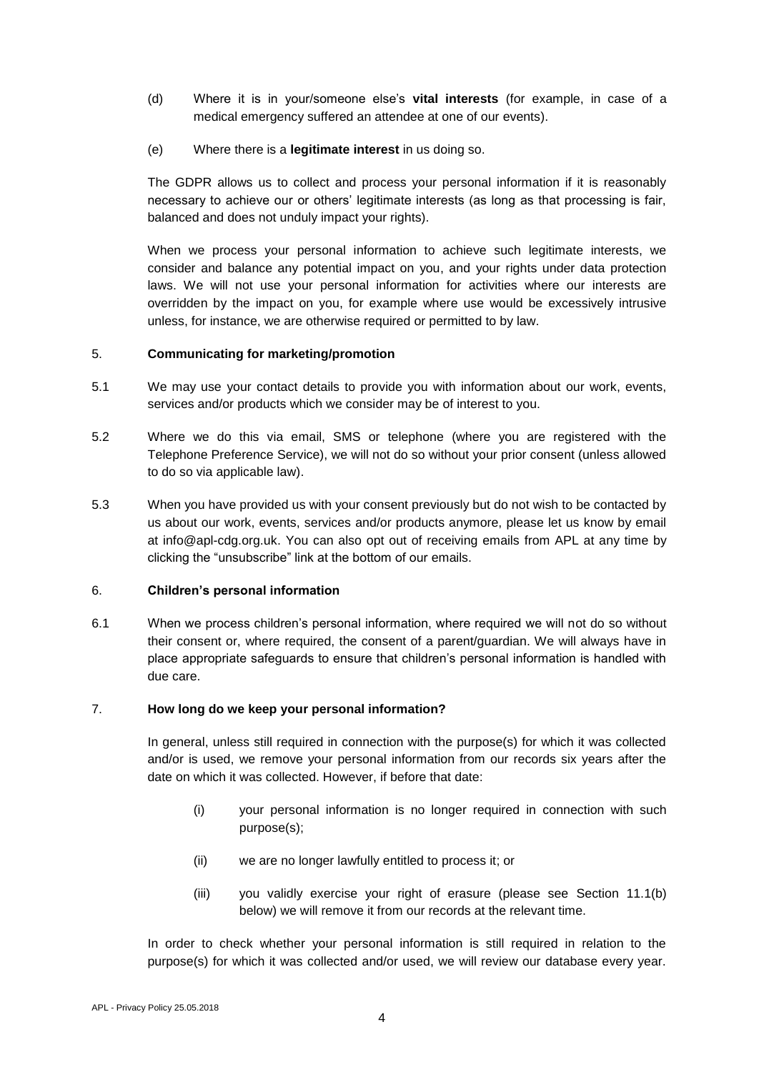(d) Where it is in your/someone else's **vital interests** (for example, in case of a medical emergency suffered an attendee at one of our events).

(e) Where there is a **legitimate interest** in us doing so.

The GDPR allows us to collect and process your personal information if it is reasonably necessary to achieve our or others' legitimate interests (as long as that processing is fair, balanced and does not unduly impact your rights).

When we process your personal information to achieve such legitimate interests, we consider and balance any potential impact on you, and your rights under data protection laws. We will not use your personal information for activities where our interests are overridden by the impact on you, for example where use would be excessively intrusive unless, for instance, we are otherwise required or permitted to by law.

## 5. Communicating for marketing/promotion

5.1 We may use your contact details to provide you with information about our work, events, services and/or products which we consider may be of interest to you.

5.2 Where we do this via email, SMS or telephone (where you are registered with the Telephone Preference Service), we will not do so without your prior consent (unless allowed to do so via applicable law).

5.3 When you have provided us with your consent previously but do not wish to be contacted by us about our work, events, services and/or products anymore, please let us know by email at info@apl-cdg.org.uk. You can also opt out of receiving emails from APL at any time by clicking the "unsubscribe" link at the bottom of our emails.

## 6. Children's personal information

6.1 When we process children's personal information, where required we will not do so without their consent or, where required, the consent of a parent/guardian. We will always have in place appropriate safeguards to ensure that children's personal information is handled with due care.

## 7. How long do we keep your personal information?

In general, unless still required in connection with the purpose(s) for which it was collected and/or is used, we remove your personal information from our records six years after the date on which it was collected. However, if before that date:

(i) your personal information is no longer required in connection with such purpose(s);

(ii) we are no longer lawfully entitled to process it; or

(iii) you validly exercise your right of erasure (please see Section 11.1(b) below) we will remove it from our records at the relevant time.

In order to check whether your personal information is still required in relation to the purpose(s) for which it was collected and/or used, we will review our database every year.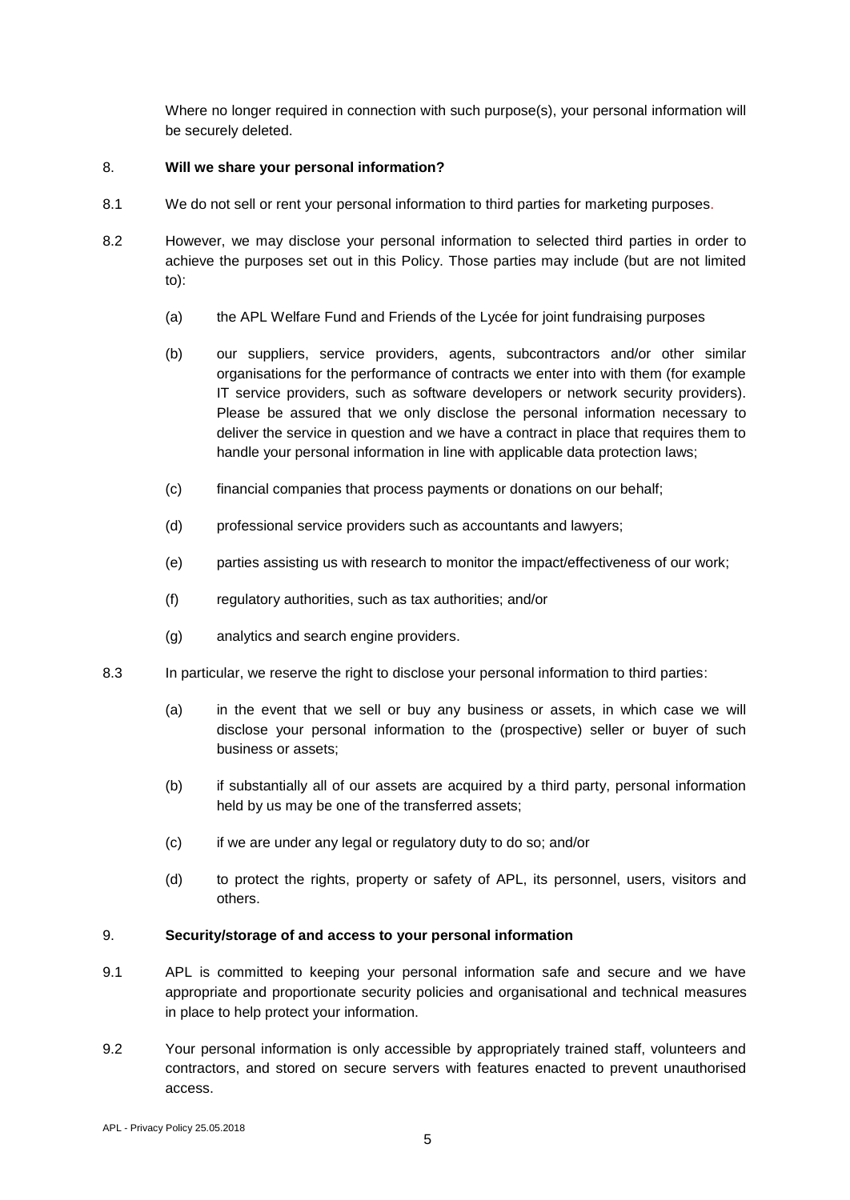Where no longer required in connection with such purpose(s), your personal information will be securely deleted.

## 8. Will we share your personal information?

8.1 We do not sell or rent your personal information to third parties for marketing purposes.

8.2 However, we may disclose your personal information to selected third parties in order to achieve the purposes set out in this Policy. Those parties may include (but are not limited to):

(a) the APL Welfare Fund and Friends of the Lycée for joint fundraising purposes

(b) our suppliers, service providers, agents, subcontractors and/or other similar organisations for the performance of contracts we enter into with them (for example IT service providers, such as software developers or network security providers). Please be assured that we only disclose the personal information necessary to deliver the service in question and we have a contract in place that requires them to handle your personal information in line with applicable data protection laws;

(c) financial companies that process payments or donations on our behalf;

(d) professional service providers such as accountants and lawyers;

(e) parties assisting us with research to monitor the impact/effectiveness of our work;

(f) regulatory authorities, such as tax authorities; and/or

(g) analytics and search engine providers.

8.3 In particular, we reserve the right to disclose your personal information to third parties:

(a) in the event that we sell or buy any business or assets, in which case we will disclose your personal information to the (prospective) seller or buyer of such business or assets;

(b) if substantially all of our assets are acquired by a third party, personal information held by us may be one of the transferred assets;

(c) if we are under any legal or regulatory duty to do so; and/or

(d) to protect the rights, property or safety of APL, its personnel, users, visitors and others.

## 9. Security/storage of and access to your personal information

9.1 APL is committed to keeping your personal information safe and secure and we have appropriate and proportionate security policies and organisational and technical measures in place to help protect your information.

9.2 Your personal information is only accessible by appropriately trained staff, volunteers and contractors, and stored on secure servers with features enacted to prevent unauthorised access.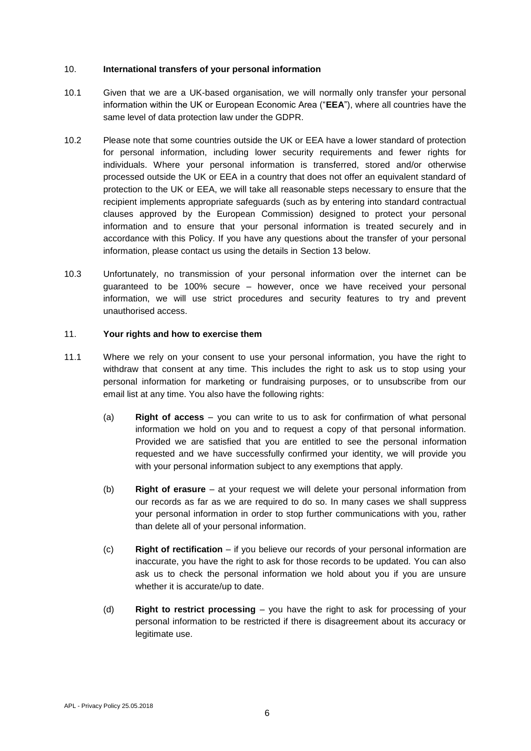## 10. International transfers of your personal information

10.1 Given that we are a UK-based organisation, we will normally only transfer your personal information within the UK or European Economic Area ("**EEA**"), where all countries have the same level of data protection law under the GDPR.

10.2 Please note that some countries outside the UK or EEA have a lower standard of protection for personal information, including lower security requirements and fewer rights for individuals. Where your personal information is transferred, stored and/or otherwise processed outside the UK or EEA in a country that does not offer an equivalent standard of protection to the UK or EEA, we will take all reasonable steps necessary to ensure that the recipient implements appropriate safeguards (such as by entering into standard contractual clauses approved by the European Commission) designed to protect your personal information and to ensure that your personal information is treated securely and in accordance with this Policy. If you have any questions about the transfer of your personal information, please contact us using the details in Section 13 below.

10.3 Unfortunately, no transmission of your personal information over the internet can be guaranteed to be 100% secure – however, once we have received your personal information, we will use strict procedures and security features to try and prevent unauthorised access.

## 11. Your rights and how to exercise them

11.1 Where we rely on your consent to use your personal information, you have the right to withdraw that consent at any time. This includes the right to ask us to stop using your personal information for marketing or fundraising purposes, or to unsubscribe from our email list at any time. You also have the following rights:

(a) **Right of access** – you can write to us to ask for confirmation of what personal information we hold on you and to request a copy of that personal information. Provided we are satisfied that you are entitled to see the personal information requested and we have successfully confirmed your identity, we will provide you with your personal information subject to any exemptions that apply.

(b) **Right of erasure** – at your request we will delete your personal information from our records as far as we are required to do so. In many cases we shall suppress your personal information in order to stop further communications with you, rather than delete all of your personal information.

(c) **Right of rectification** – if you believe our records of your personal information are inaccurate, you have the right to ask for those records to be updated. You can also ask us to check the personal information we hold about you if you are unsure whether it is accurate/up to date.

(d) **Right to restrict processing** – you have the right to ask for processing of your personal information to be restricted if there is disagreement about its accuracy or legitimate use.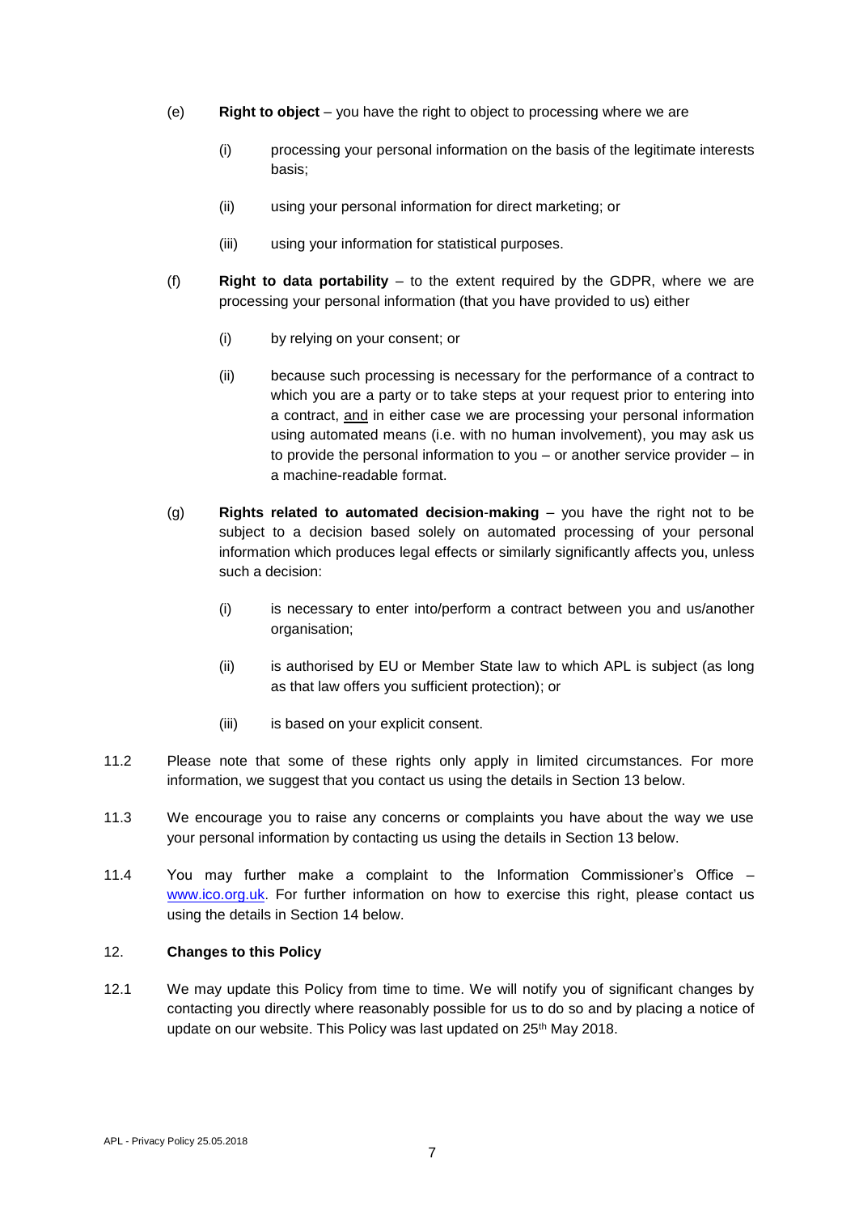(e) **Right to object** – you have the right to object to processing where we are

  (i) processing your personal information on the basis of the legitimate interests basis;

  (ii) using your personal information for direct marketing; or

  (iii) using your information for statistical purposes.

(f) **Right to data portability** – to the extent required by the GDPR, where we are processing your personal information (that you have provided to us) either

  (i) by relying on your consent; or

  (ii) because such processing is necessary for the performance of a contract to which you are a party or to take steps at your request prior to entering into a contract, <u>and</u> in either case we are processing your personal information using automated means (i.e. with no human involvement), you may ask us to provide the personal information to you – or another service provider – in a machine-readable format.

(g) **Rights related to automated decision-making** – you have the right not to be subject to a decision based solely on automated processing of your personal information which produces legal effects or similarly significantly affects you, unless such a decision:

  (i) is necessary to enter into/perform a contract between you and us/another organisation;

  (ii) is authorised by EU or Member State law to which APL is subject (as long as that law offers you sufficient protection); or

  (iii) is based on your explicit consent.

11.2 Please note that some of these rights only apply in limited circumstances. For more information, we suggest that you contact us using the details in Section 13 below.

11.3 We encourage you to raise any concerns or complaints you have about the way we use your personal information by contacting us using the details in Section 13 below.

11.4 You may further make a complaint to the Information Commissioner's Office – [www.ico.org.uk](http://www.ico.org.uk). For further information on how to exercise this right, please contact us using the details in Section 14 below.

## 12. Changes to this Policy

12.1 We may update this Policy from time to time. We will notify you of significant changes by contacting you directly where reasonably possible for us to do so and by placing a notice of update on our website. This Policy was last updated on 25th May 2018.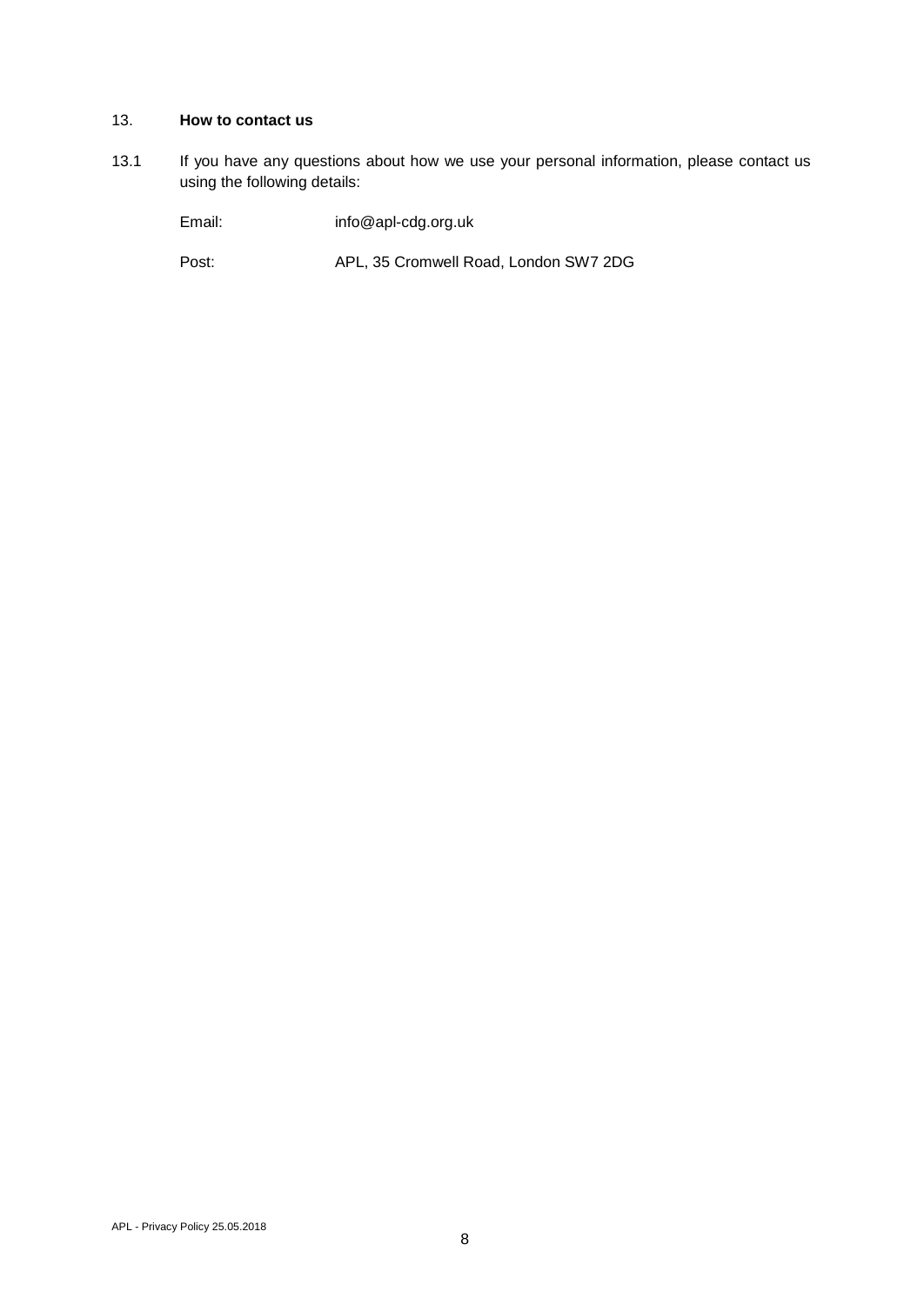## 13. How to contact us

13.1 If you have any questions about how we use your personal information, please contact us using the following details:

Email: info@apl-cdg.org.uk

Post: APL, 35 Cromwell Road, London SW7 2DG